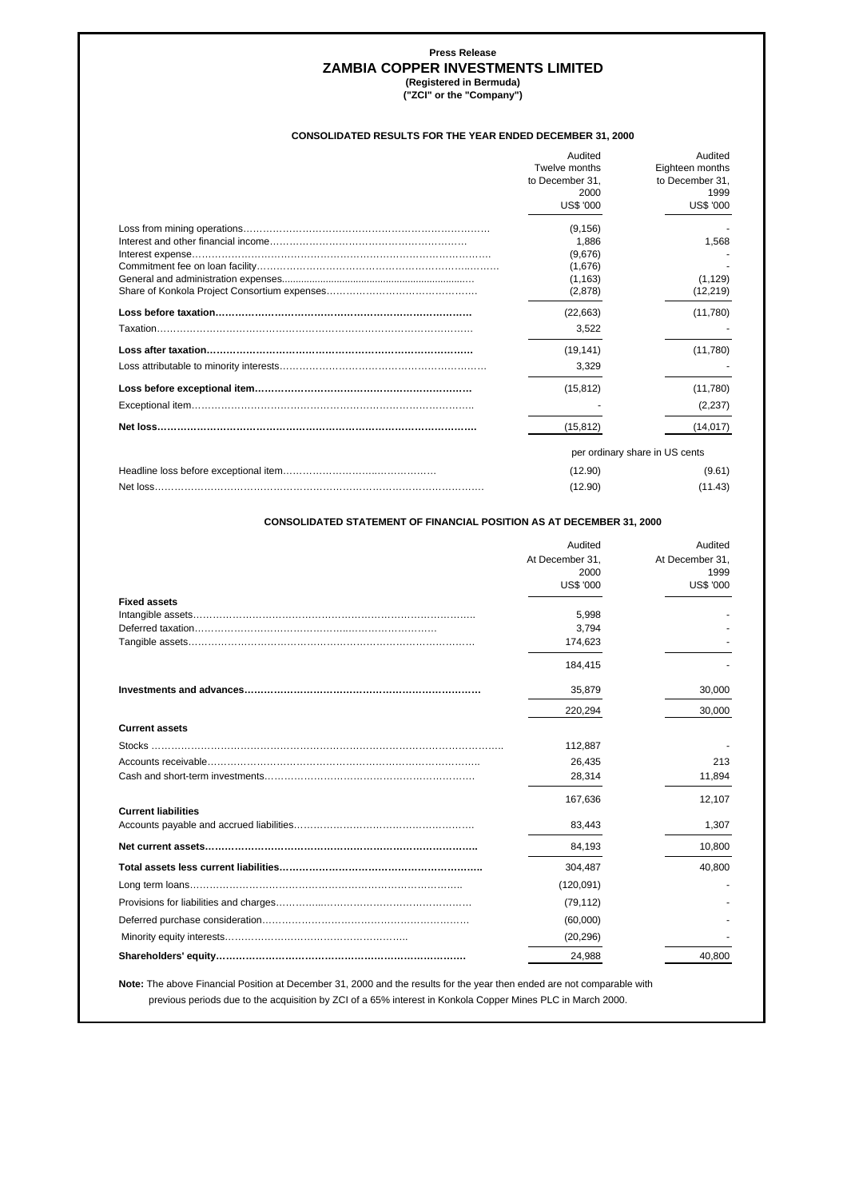**Press Release**

# ZAMBIA COPPER INVESTMENTS LIMITED

**(Registered in Bermuda)**
**("ZCI" or the "Company")**

## CONSOLIDATED RESULTS FOR THE YEAR ENDED DECEMBER 31, 2000

| | Audited Twelve months to December 31, 2000 US$ '000 | Audited Eighteen months to December 31, 1999 US$ '000 |
|---|---|---|
| Loss from mining operations | (9,156) | - |
| Interest and other financial income | 1,886 | 1,568 |
| Interest expense | (9,676) | - |
| Commitment fee on loan facility | (1,676) | - |
| General and administration expenses | (1,163) | (1,129) |
| Share of Konkola Project Consortium expenses | (2,878) | (12,219) |
| **Loss before taxation** | (22,663) | (11,780) |
| Taxation | 3,522 | - |
| **Loss after taxation** | (19,141) | (11,780) |
| Loss attributable to minority interests | 3,329 | - |
| **Loss before exceptional item** | (15,812) | (11,780) |
| Exceptional item | - | (2,237) |
| **Net loss** | (15,812) | (14,017) |
| | per ordinary share in US cents | |
| Headline loss before exceptional item | (12.90) | (9.61) |
| Net loss | (12.90) | (11.43) |

## CONSOLIDATED STATEMENT OF FINANCIAL POSITION AS AT DECEMBER 31, 2000

| | Audited At December 31, 2000 US$ '000 | Audited At December 31, 1999 US$ '000 |
|---|---|---|
| **Fixed assets** | | |
| Intangible assets | 5,998 | - |
| Deferred taxation | 3,794 | - |
| Tangible assets | 174,623 | - |
| | 184,415 | - |
| **Investments and advances** | 35,879 | 30,000 |
| | 220,294 | 30,000 |
| **Current assets** | | |
| Stocks | 112,887 | - |
| Accounts receivable | 26,435 | 213 |
| Cash and short-term investments | 28,314 | 11,894 |
| | 167,636 | 12,107 |
| **Current liabilities** | | |
| Accounts payable and accrued liabilities | 83,443 | 1,307 |
| **Net current assets** | 84,193 | 10,800 |
| **Total assets less current liabilities** | 304,487 | 40,800 |
| Long term loans | (120,091) | - |
| Provisions for liabilities and charges | (79,112) | - |
| Deferred purchase consideration | (60,000) | - |
| Minority equity interests | (20,296) | - |
| **Shareholders' equity** | 24,988 | 40,800 |

**Note:** The above Financial Position at December 31, 2000 and the results for the year then ended are not comparable with previous periods due to the acquisition by ZCI of a 65% interest in Konkola Copper Mines PLC in March 2000.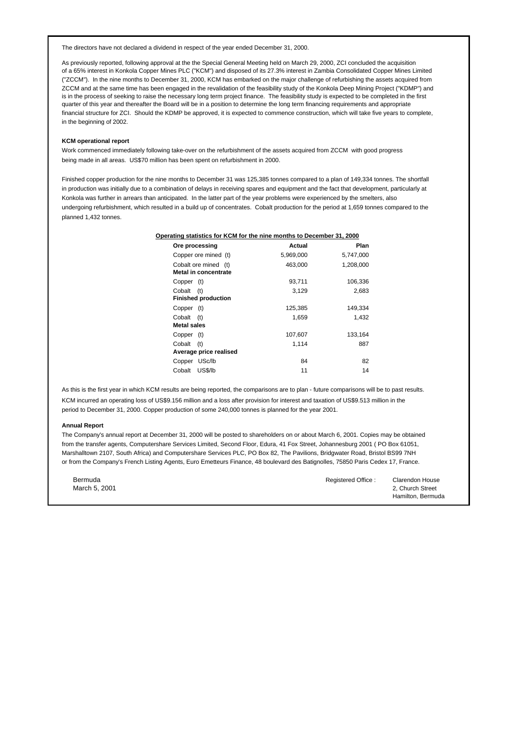The directors have not declared a dividend in respect of the year ended December 31, 2000.

As previously reported, following approval at the the Special General Meeting held on March 29, 2000, ZCI concluded the acquisition of a 65% interest in Konkola Copper Mines PLC ("KCM") and disposed of its 27.3% interest in Zambia Consolidated Copper Mines Limited ("ZCCM"). In the nine months to December 31, 2000, KCM has embarked on the major challenge of refurbishing the assets acquired from ZCCM and at the same time has been engaged in the revalidation of the feasibility study of the Konkola Deep Mining Project ("KDMP") and is in the process of seeking to raise the necessary long term project finance. The feasibility study is expected to be completed in the first quarter of this year and thereafter the Board will be in a position to determine the long term financing requirements and appropriate financial structure for ZCI. Should the KDMP be approved, it is expected to commence construction, which will take five years to complete, in the beginning of 2002.

**KCM operational report**

Work commenced immediately following take-over on the refurbishment of the assets acquired from ZCCM with good progress being made in all areas. US$70 million has been spent on refurbishment in 2000.

Finished copper production for the nine months to December 31 was 125,385 tonnes compared to a plan of 149,334 tonnes. The shortfall in production was initially due to a combination of delays in receiving spares and equipment and the fact that development, particularly at Konkola was further in arrears than anticipated. In the latter part of the year problems were experienced by the smelters, also undergoing refurbishment, which resulted in a build up of concentrates. Cobalt production for the period at 1,659 tonnes compared to the planned 1,432 tonnes.

**Operating statistics for KCM for the nine months to December 31, 2000**

| Ore processing | Actual | Plan |
|---|---|---|
| Copper ore mined (t) | 5,969,000 | 5,747,000 |
| Cobalt ore mined (t) | 463,000 | 1,208,000 |
| **Metal in concentrate** | | |
| Copper (t) | 93,711 | 106,336 |
| Cobalt (t) | 3,129 | 2,683 |
| **Finished production** | | |
| Copper (t) | 125,385 | 149,334 |
| Cobalt (t) | 1,659 | 1,432 |
| **Metal sales** | | |
| Copper (t) | 107,607 | 133,164 |
| Cobalt (t) | 1,114 | 887 |
| **Average price realised** | | |
| Copper USc/lb | 84 | 82 |
| Cobalt US$/lb | 11 | 14 |

As this is the first year in which KCM results are being reported, the comparisons are to plan - future comparisons will be to past results.
KCM incurred an operating loss of US$9.156 million and a loss after provision for interest and taxation of US$9.513 million in the period to December 31, 2000. Copper production of some 240,000 tonnes is planned for the year 2001.

**Annual Report**

The Company's annual report at December 31, 2000 will be posted to shareholders on or about March 6, 2001. Copies may be obtained from the transfer agents, Computershare Services Limited, Second Floor, Edura, 41 Fox Street, Johannesburg 2001 ( PO Box 61051, Marshalltown 2107, South Africa) and Computershare Services PLC, PO Box 82, The Pavilions, Bridgwater Road, Bristol BS99 7NH or from the Company's French Listing Agents, Euro Emetteurs Finance, 48 boulevard des Batignolles, 75850 Paris Cedex 17, France.

Bermuda
March 5, 2001

Registered Office : Clarendon House
2, Church Street
Hamilton, Bermuda